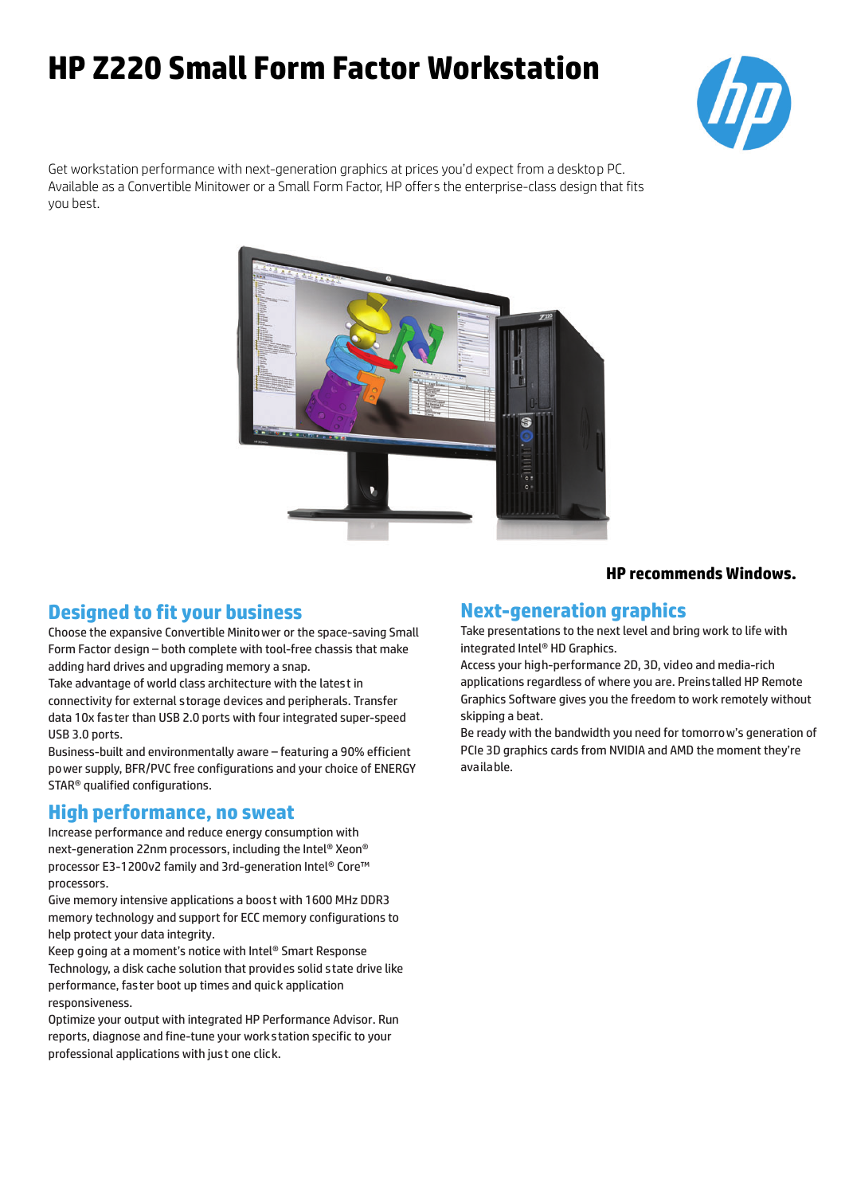# HP Z220 Small Form Factor Workstation

Get workstation performance with next-generation graphics at prices you'd expect from a desktop PC. Available as a Convertible Minitower or a Small Form Factor, HP offers the enterprise-class design that fits you best.

**HP recommends Windows.**

## Designed to fit your business

Choose the expansive Convertible Minitower or the space-saving Small Form Factor design – both complete with tool-free chassis that make adding hard drives and upgrading memory a snap.

Take advantage of world class architecture with the latest in connectivity for external storage devices and peripherals. Transfer data 10x faster than USB 2.0 ports with four integrated super-speed USB 3.0 ports.

Business-built and environmentally aware – featuring a 90% efficient power supply, BFR/PVC free configurations and your choice of ENERGY STAR® qualified configurations.

## High performance, no sweat

Increase performance and reduce energy consumption with next-generation 22nm processors, including the Intel® Xeon® processor E3-1200v2 family and 3rd-generation Intel® Core™ processors.

Give memory intensive applications a boost with 1600 MHz DDR3 memory technology and support for ECC memory configurations to help protect your data integrity.

Keep going at a moment's notice with Intel® Smart Response Technology, a disk cache solution that provides solid state drive like performance, faster boot up times and quick application responsiveness.

Optimize your output with integrated HP Performance Advisor. Run reports, diagnose and fine-tune your workstation specific to your professional applications with just one click.

## Next-generation graphics

Take presentations to the next level and bring work to life with integrated Intel® HD Graphics.

Access your high-performance 2D, 3D, video and media-rich applications regardless of where you are. Preinstalled HP Remote Graphics Software gives you the freedom to work remotely without skipping a beat.

Be ready with the bandwidth you need for tomorrow's generation of PCIe 3D graphics cards from NVIDIA and AMD the moment they're available.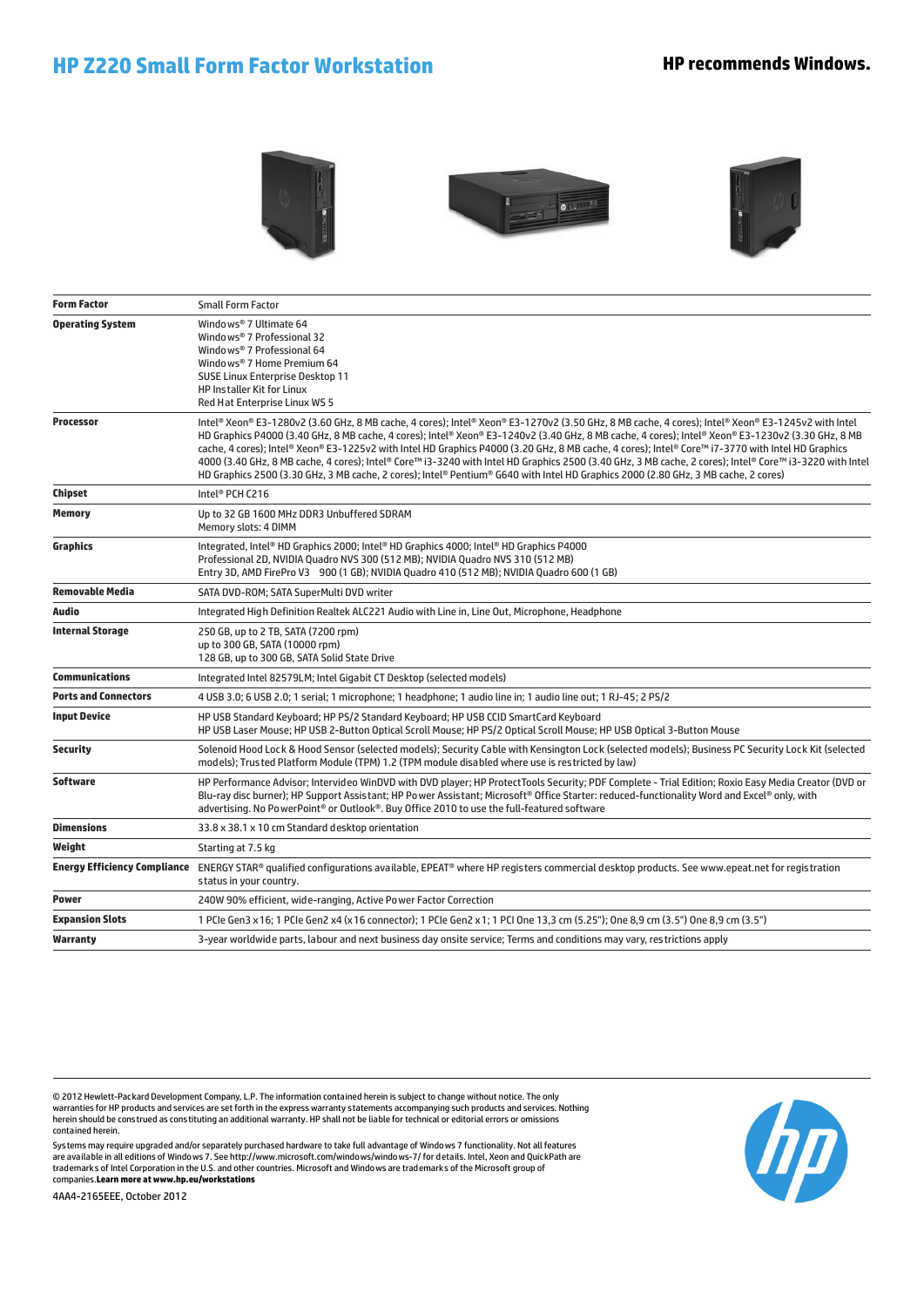# HP Z220 Small Form Factor Workstation

**HP recommends Windows.**

| | |
|---|---|
| **Form Factor** | Small Form Factor |
| **Operating System** | Windows® 7 Ultimate 64<br>Windows® 7 Professional 32<br>Windows® 7 Professional 64<br>Windows® 7 Home Premium 64<br>SUSE Linux Enterprise Desktop 11<br>HP Installer Kit for Linux<br>Red Hat Enterprise Linux WS 5 |
| **Processor** | Intel® Xeon® E3-1280v2 (3.60 GHz, 8 MB cache, 4 cores); Intel® Xeon® E3-1270v2 (3.50 GHz, 8 MB cache, 4 cores); Intel® Xeon® E3-1245v2 with Intel HD Graphics P4000 (3.40 GHz, 8 MB cache, 4 cores); Intel® Xeon® E3-1240v2 (3.40 GHz, 8 MB cache, 4 cores); Intel® Xeon® E3-1230v2 (3.30 GHz, 8 MB cache, 4 cores); Intel® Xeon® E3-1225v2 with Intel HD Graphics P4000 (3.20 GHz, 8 MB cache, 4 cores); Intel® Core™ i7-3770 with Intel HD Graphics 4000 (3.40 GHz, 8 MB cache, 4 cores); Intel® Core™ i3-3240 with Intel HD Graphics 2500 (3.40 GHz, 3 MB cache, 2 cores); Intel® Core™ i3-3220 with Intel HD Graphics 2500 (3.30 GHz, 3 MB cache, 2 cores); Intel® Pentium® G640 with Intel HD Graphics 2000 (2.80 GHz, 3 MB cache, 2 cores) |
| **Chipset** | Intel® PCH C216 |
| **Memory** | Up to 32 GB 1600 MHz DDR3 Unbuffered SDRAM<br>Memory slots: 4 DIMM |
| **Graphics** | Integrated, Intel® HD Graphics 2000; Intel® HD Graphics 4000; Intel® HD Graphics P4000<br>Professional 2D, NVIDIA Quadro NVS 300 (512 MB); NVIDIA Quadro NVS 310 (512 MB)<br>Entry 3D, AMD FirePro V3 900 (1 GB); NVIDIA Quadro 410 (512 MB); NVIDIA Quadro 600 (1 GB) |
| **Removable Media** | SATA DVD-ROM; SATA SuperMulti DVD writer |
| **Audio** | Integrated High Definition Realtek ALC221 Audio with Line in, Line Out, Microphone, Headphone |
| **Internal Storage** | 250 GB, up to 2 TB, SATA (7200 rpm)<br>up to 300 GB, SATA (10000 rpm)<br>128 GB, up to 300 GB, SATA Solid State Drive |
| **Communications** | Integrated Intel 82579LM; Intel Gigabit CT Desktop (selected models) |
| **Ports and Connectors** | 4 USB 3.0; 6 USB 2.0; 1 serial; 1 microphone; 1 headphone; 1 audio line in; 1 audio line out; 1 RJ-45; 2 PS/2 |
| **Input Device** | HP USB Standard Keyboard; HP PS/2 Standard Keyboard; HP USB CCID SmartCard Keyboard<br>HP USB Laser Mouse; HP USB 2-Button Optical Scroll Mouse; HP PS/2 Optical Scroll Mouse; HP USB Optical 3-Button Mouse |
| **Security** | Solenoid Hood Lock & Hood Sensor (selected models); Security Cable with Kensington Lock (selected models); Business PC Security Lock Kit (selected models); Trusted Platform Module (TPM) 1.2 (TPM module disabled where use is restricted by law) |
| **Software** | HP Performance Advisor; Intervideo WinDVD with DVD player; HP ProtectTools Security; PDF Complete - Trial Edition; Roxio Easy Media Creator (DVD or Blu-ray disc burner); HP Support Assistant; HP Power Assistant; Microsoft® Office Starter: reduced-functionality Word and Excel® only, with advertising. No PowerPoint® or Outlook®. Buy Office 2010 to use the full-featured software |
| **Dimensions** | 33.8 x 38.1 x 10 cm Standard desktop orientation |
| **Weight** | Starting at 7.5 kg |
| **Energy Efficiency Compliance** | ENERGY STAR® qualified configurations available, EPEAT® where HP registers commercial desktop products. See www.epeat.net for registration status in your country. |
| **Power** | 240W 90% efficient, wide-ranging, Active Power Factor Correction |
| **Expansion Slots** | 1 PCIe Gen3 x16; 1 PCIe Gen2 x4 (x16 connector); 1 PCIe Gen2 x1; 1 PCI One 13,3 cm (5.25"); One 8,9 cm (3.5") One 8,9 cm (3.5") |
| **Warranty** | 3-year worldwide parts, labour and next business day onsite service; Terms and conditions may vary, restrictions apply |

© 2012 Hewlett-Packard Development Company, L.P. The information contained herein is subject to change without notice. The only warranties for HP products and services are set forth in the express warranty statements accompanying such products and services. Nothing herein should be construed as constituting an additional warranty. HP shall not be liable for technical or editorial errors or omissions contained herein.

Systems may require upgraded and/or separately purchased hardware to take full advantage of Windows 7 functionality. Not all features are available in all editions of Windows 7. See http://www.microsoft.com/windows/windows-7/ for details. Intel, Xeon and QuickPath are trademarks of Intel Corporation in the U.S. and other countries. Microsoft and Windows are trademarks of the Microsoft group of companies.**Learn more at www.hp.eu/workstations**

4AA4-2165EEE, October 2012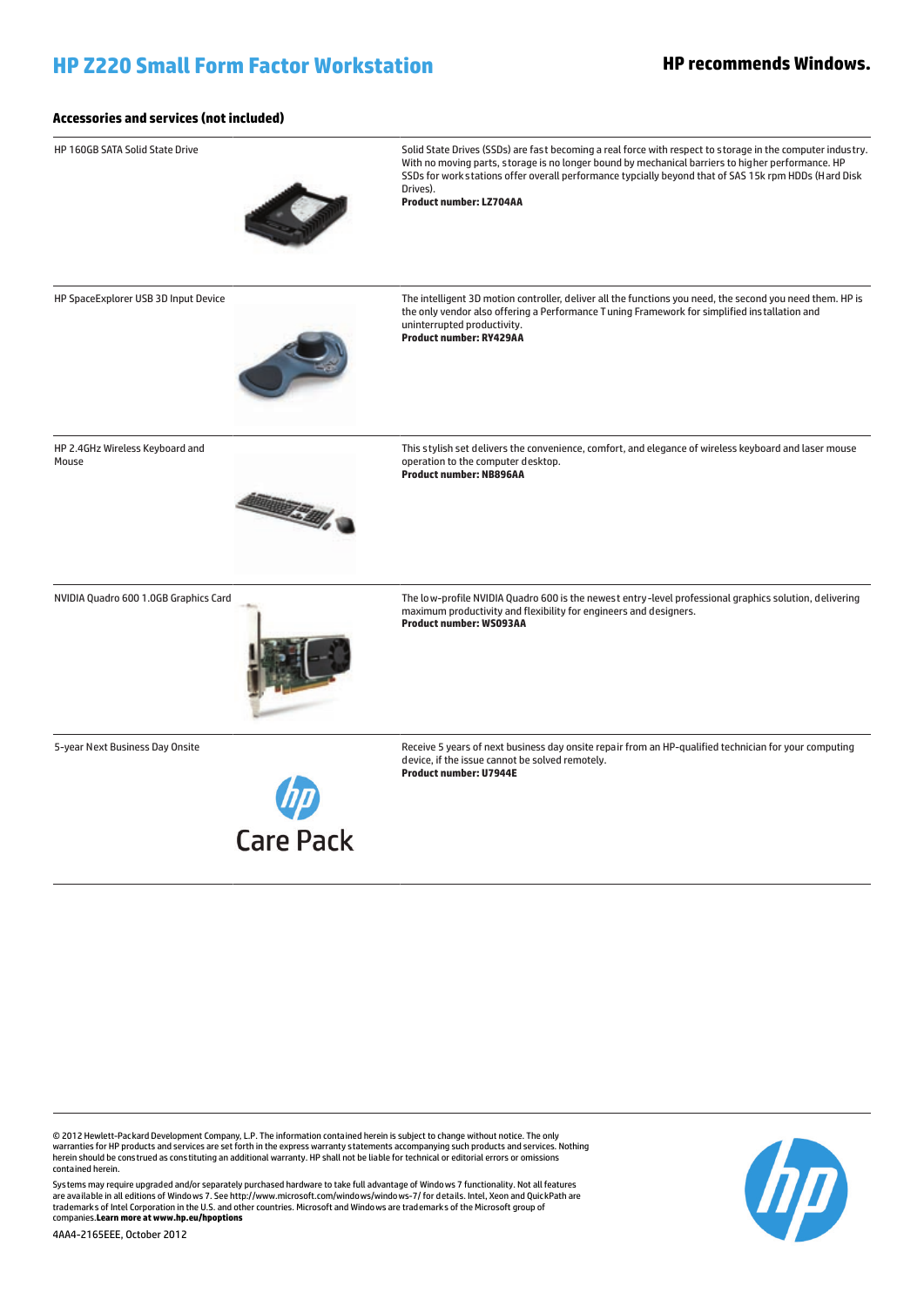# HP Z220 Small Form Factor Workstation

**HP recommends Windows.**

## Accessories and services (not included)

| | |
|---|---|
| HP 160GB SATA Solid State Drive | Solid State Drives (SSDs) are fast becoming a real force with respect to storage in the computer industry. With no moving parts, storage is no longer bound by mechanical barriers to higher performance. HP SSDs for workstations offer overall performance typcially beyond that of SAS 15k rpm HDDs (Hard Disk Drives).<br>**Product number: LZ704AA** |
| HP SpaceExplorer USB 3D Input Device | The intelligent 3D motion controller, deliver all the functions you need, the second you need them. HP is the only vendor also offering a Performance Tuning Framework for simplified installation and uninterrupted productivity.<br>**Product number: RY429AA** |
| HP 2.4GHz Wireless Keyboard and Mouse | This stylish set delivers the convenience, comfort, and elegance of wireless keyboard and laser mouse operation to the computer desktop.<br>**Product number: NB896AA** |
| NVIDIA Quadro 600 1.0GB Graphics Card | The low-profile NVIDIA Quadro 600 is the newest entry-level professional graphics solution, delivering maximum productivity and flexibility for engineers and designers.<br>**Product number: WS093AA** |
| 5-year Next Business Day Onsite | Receive 5 years of next business day onsite repair from an HP-qualified technician for your computing device, if the issue cannot be solved remotely.<br>**Product number: U7944E** |

© 2012 Hewlett-Packard Development Company, L.P. The information contained herein is subject to change without notice. The only warranties for HP products and services are set forth in the express warranty statements accompanying such products and services. Nothing herein should be construed as constituting an additional warranty. HP shall not be liable for technical or editorial errors or omissions contained herein.

Systems may require upgraded and/or separately purchased hardware to take full advantage of Windows 7 functionality. Not all features are available in all editions of Windows 7. See http://www.microsoft.com/windows/windows-7/ for details. Intel, Xeon and QuickPath are trademarks of Intel Corporation in the U.S. and other countries. Microsoft and Windows are trademarks of the Microsoft group of companies. **Learn more at www.hp.eu/hpoptions**

4AA4-2165EEE, October 2012